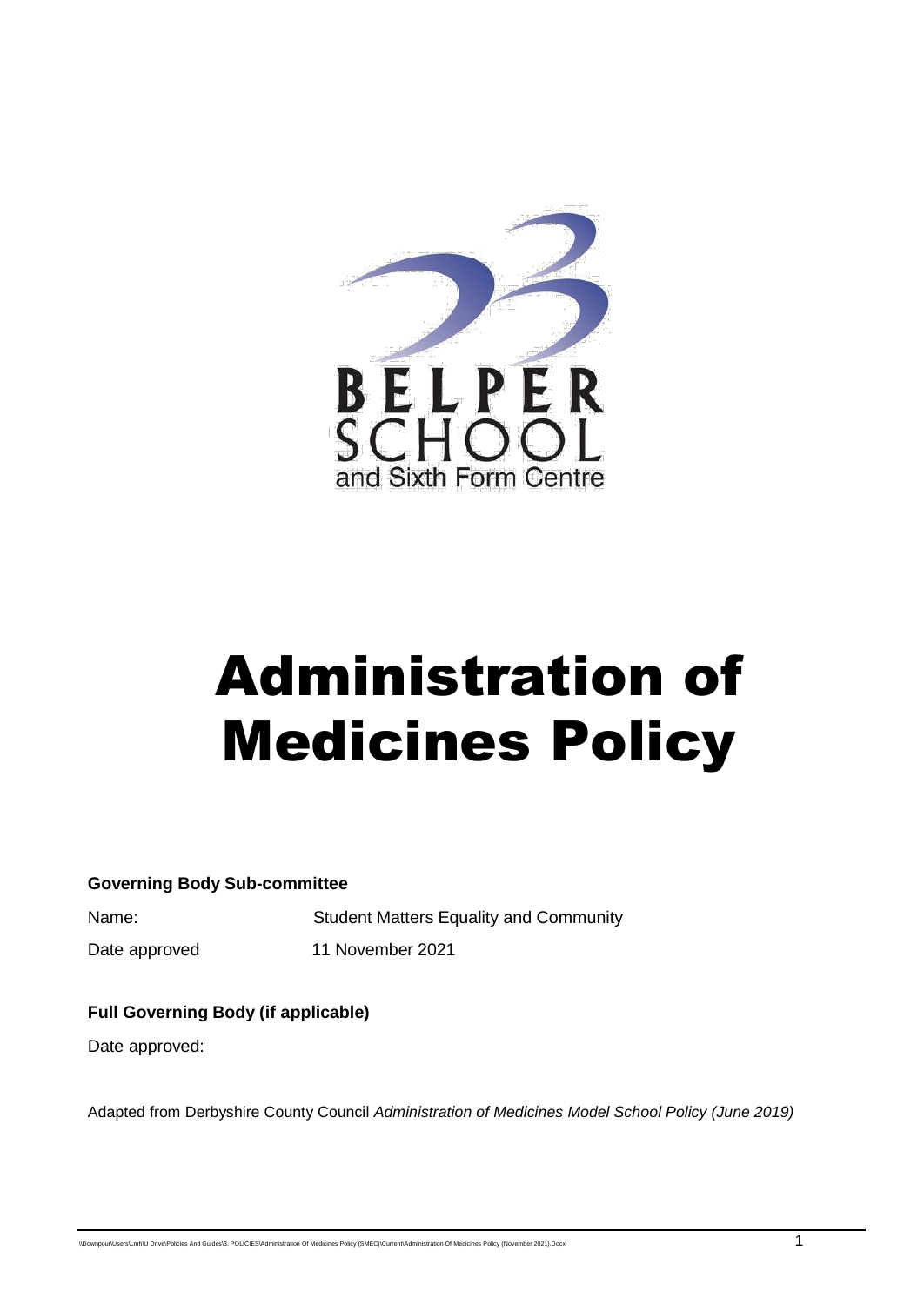BELPER SCHOOL and Sixth Form Centre

# Administration of Medicines Policy

**Governing Body Sub-committee**

Name: Student Matters Equality and Community

Date approved 11 November 2021

**Full Governing Body (if applicable)**

Date approved:

Adapted from Derbyshire County Council *Administration of Medicines Model School Policy (June 2019)*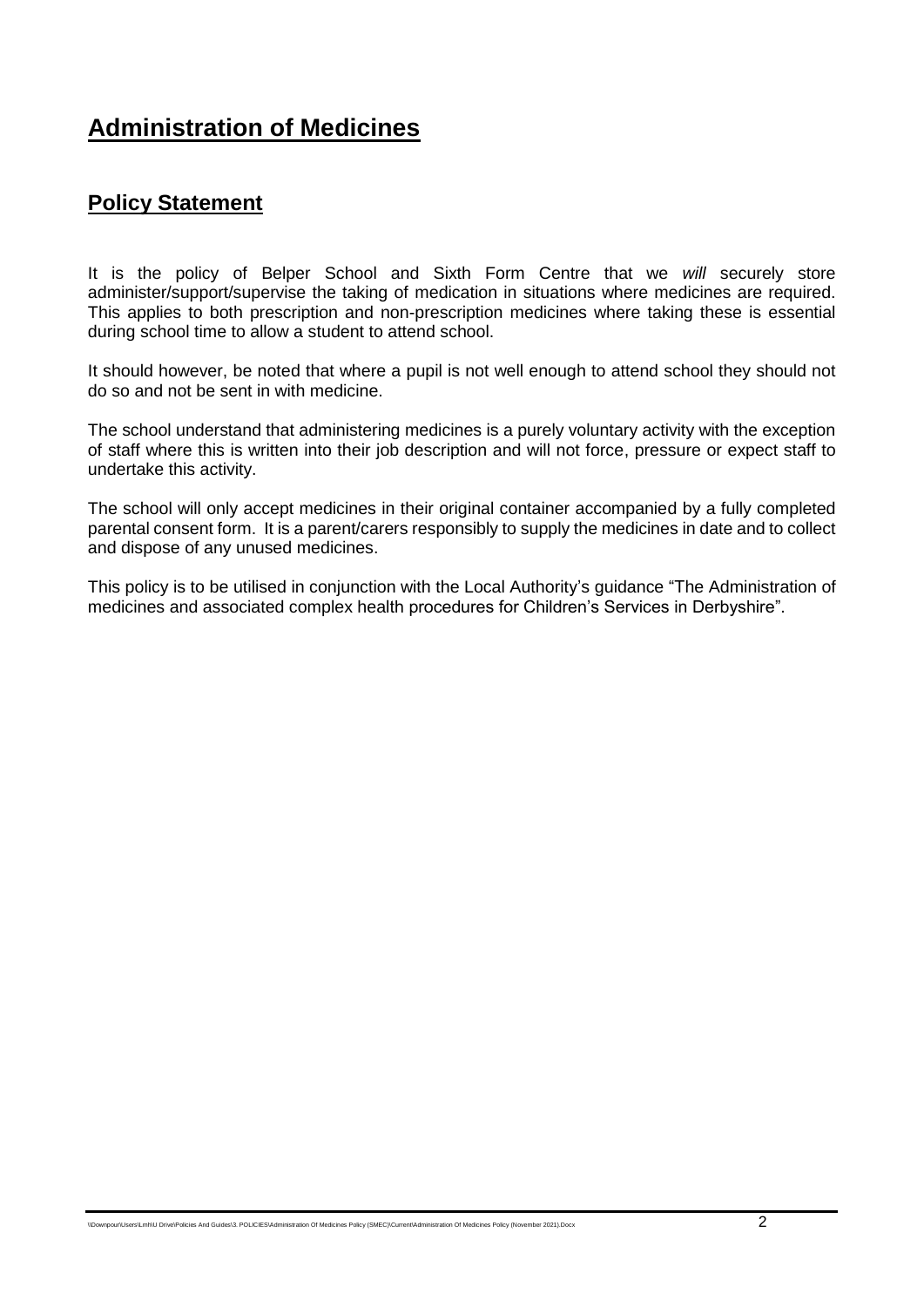# Administration of Medicines

## Policy Statement

It is the policy of Belper School and Sixth Form Centre that we *will* securely store administer/support/supervise the taking of medication in situations where medicines are required. This applies to both prescription and non-prescription medicines where taking these is essential during school time to allow a student to attend school.

It should however, be noted that where a pupil is not well enough to attend school they should not do so and not be sent in with medicine.

The school understand that administering medicines is a purely voluntary activity with the exception of staff where this is written into their job description and will not force, pressure or expect staff to undertake this activity.

The school will only accept medicines in their original container accompanied by a fully completed parental consent form. It is a parent/carers responsibly to supply the medicines in date and to collect and dispose of any unused medicines.

This policy is to be utilised in conjunction with the Local Authority's guidance "The Administration of medicines and associated complex health procedures for Children's Services in Derbyshire".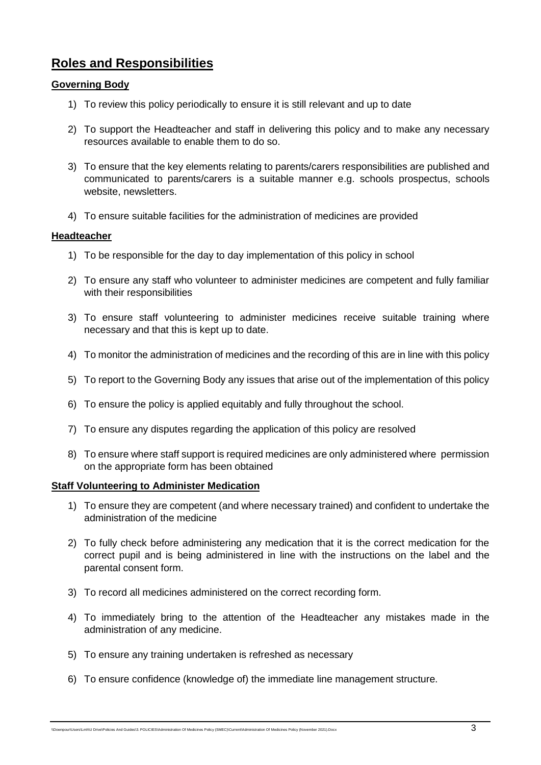# Roles and Responsibilities

### Governing Body

1) To review this policy periodically to ensure it is still relevant and up to date

2) To support the Headteacher and staff in delivering this policy and to make any necessary resources available to enable them to do so.

3) To ensure that the key elements relating to parents/carers responsibilities are published and communicated to parents/carers is a suitable manner e.g. schools prospectus, schools website, newsletters.

4) To ensure suitable facilities for the administration of medicines are provided

### Headteacher

1) To be responsible for the day to day implementation of this policy in school

2) To ensure any staff who volunteer to administer medicines are competent and fully familiar with their responsibilities

3) To ensure staff volunteering to administer medicines receive suitable training where necessary and that this is kept up to date.

4) To monitor the administration of medicines and the recording of this are in line with this policy

5) To report to the Governing Body any issues that arise out of the implementation of this policy

6) To ensure the policy is applied equitably and fully throughout the school.

7) To ensure any disputes regarding the application of this policy are resolved

8) To ensure where staff support is required medicines are only administered where permission on the appropriate form has been obtained

### Staff Volunteering to Administer Medication

1) To ensure they are competent (and where necessary trained) and confident to undertake the administration of the medicine

2) To fully check before administering any medication that it is the correct medication for the correct pupil and is being administered in line with the instructions on the label and the parental consent form.

3) To record all medicines administered on the correct recording form.

4) To immediately bring to the attention of the Headteacher any mistakes made in the administration of any medicine.

5) To ensure any training undertaken is refreshed as necessary

6) To ensure confidence (knowledge of) the immediate line management structure.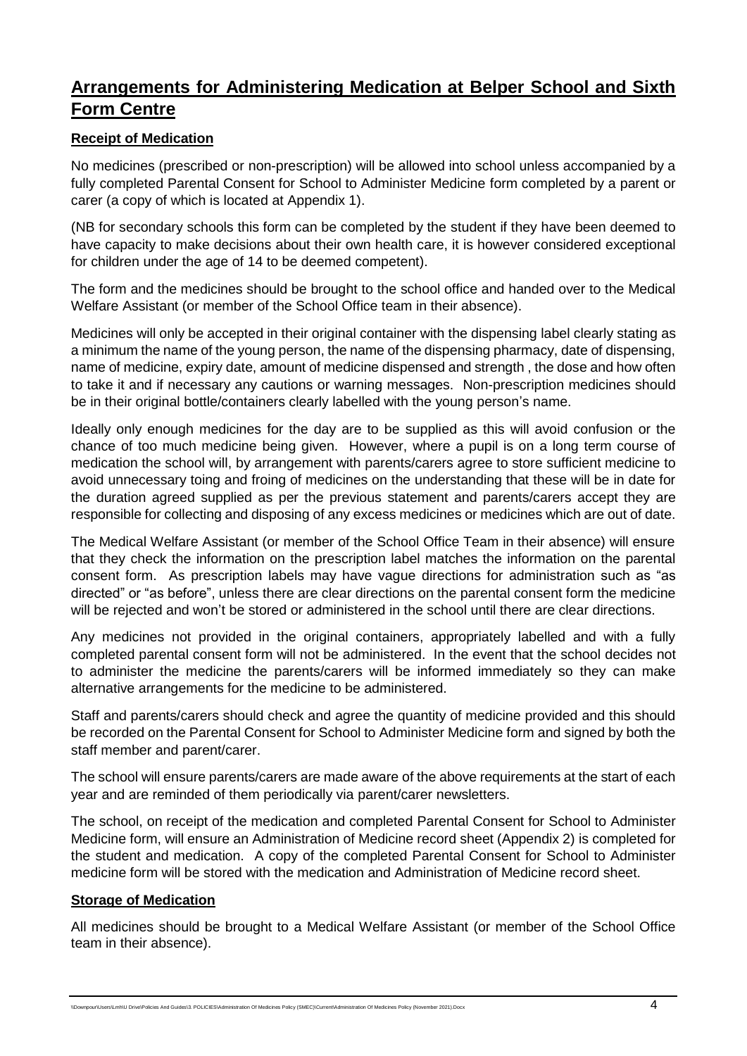# Arrangements for Administering Medication at Belper School and Sixth Form Centre

## Receipt of Medication

No medicines (prescribed or non-prescription) will be allowed into school unless accompanied by a fully completed Parental Consent for School to Administer Medicine form completed by a parent or carer (a copy of which is located at Appendix 1).

(NB for secondary schools this form can be completed by the student if they have been deemed to have capacity to make decisions about their own health care, it is however considered exceptional for children under the age of 14 to be deemed competent).

The form and the medicines should be brought to the school office and handed over to the Medical Welfare Assistant (or member of the School Office team in their absence).

Medicines will only be accepted in their original container with the dispensing label clearly stating as a minimum the name of the young person, the name of the dispensing pharmacy, date of dispensing, name of medicine, expiry date, amount of medicine dispensed and strength , the dose and how often to take it and if necessary any cautions or warning messages. Non-prescription medicines should be in their original bottle/containers clearly labelled with the young person's name.

Ideally only enough medicines for the day are to be supplied as this will avoid confusion or the chance of too much medicine being given. However, where a pupil is on a long term course of medication the school will, by arrangement with parents/carers agree to store sufficient medicine to avoid unnecessary toing and froing of medicines on the understanding that these will be in date for the duration agreed supplied as per the previous statement and parents/carers accept they are responsible for collecting and disposing of any excess medicines or medicines which are out of date.

The Medical Welfare Assistant (or member of the School Office Team in their absence) will ensure that they check the information on the prescription label matches the information on the parental consent form. As prescription labels may have vague directions for administration such as "as directed" or "as before", unless there are clear directions on the parental consent form the medicine will be rejected and won't be stored or administered in the school until there are clear directions.

Any medicines not provided in the original containers, appropriately labelled and with a fully completed parental consent form will not be administered. In the event that the school decides not to administer the medicine the parents/carers will be informed immediately so they can make alternative arrangements for the medicine to be administered.

Staff and parents/carers should check and agree the quantity of medicine provided and this should be recorded on the Parental Consent for School to Administer Medicine form and signed by both the staff member and parent/carer.

The school will ensure parents/carers are made aware of the above requirements at the start of each year and are reminded of them periodically via parent/carer newsletters.

The school, on receipt of the medication and completed Parental Consent for School to Administer Medicine form, will ensure an Administration of Medicine record sheet (Appendix 2) is completed for the student and medication. A copy of the completed Parental Consent for School to Administer medicine form will be stored with the medication and Administration of Medicine record sheet.

## Storage of Medication

All medicines should be brought to a Medical Welfare Assistant (or member of the School Office team in their absence).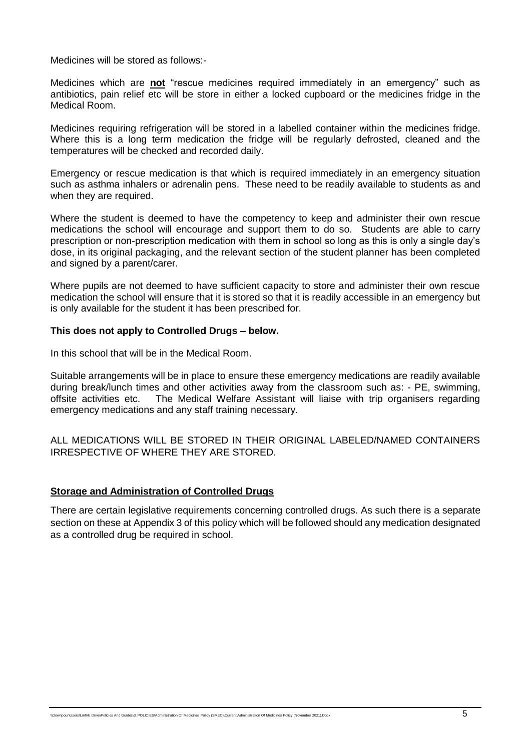Medicines will be stored as follows:-

Medicines which are **not** "rescue medicines required immediately in an emergency" such as antibiotics, pain relief etc will be store in either a locked cupboard or the medicines fridge in the Medical Room.

Medicines requiring refrigeration will be stored in a labelled container within the medicines fridge. Where this is a long term medication the fridge will be regularly defrosted, cleaned and the temperatures will be checked and recorded daily.

Emergency or rescue medication is that which is required immediately in an emergency situation such as asthma inhalers or adrenalin pens. These need to be readily available to students as and when they are required.

Where the student is deemed to have the competency to keep and administer their own rescue medications the school will encourage and support them to do so. Students are able to carry prescription or non-prescription medication with them in school so long as this is only a single day's dose, in its original packaging, and the relevant section of the student planner has been completed and signed by a parent/carer.

Where pupils are not deemed to have sufficient capacity to store and administer their own rescue medication the school will ensure that it is stored so that it is readily accessible in an emergency but is only available for the student it has been prescribed for.

**This does not apply to Controlled Drugs – below.**

In this school that will be in the Medical Room.

Suitable arrangements will be in place to ensure these emergency medications are readily available during break/lunch times and other activities away from the classroom such as: - PE, swimming, offsite activities etc. The Medical Welfare Assistant will liaise with trip organisers regarding emergency medications and any staff training necessary.

ALL MEDICATIONS WILL BE STORED IN THEIR ORIGINAL LABELED/NAMED CONTAINERS IRRESPECTIVE OF WHERE THEY ARE STORED.

## Storage and Administration of Controlled Drugs

There are certain legislative requirements concerning controlled drugs. As such there is a separate section on these at Appendix 3 of this policy which will be followed should any medication designated as a controlled drug be required in school.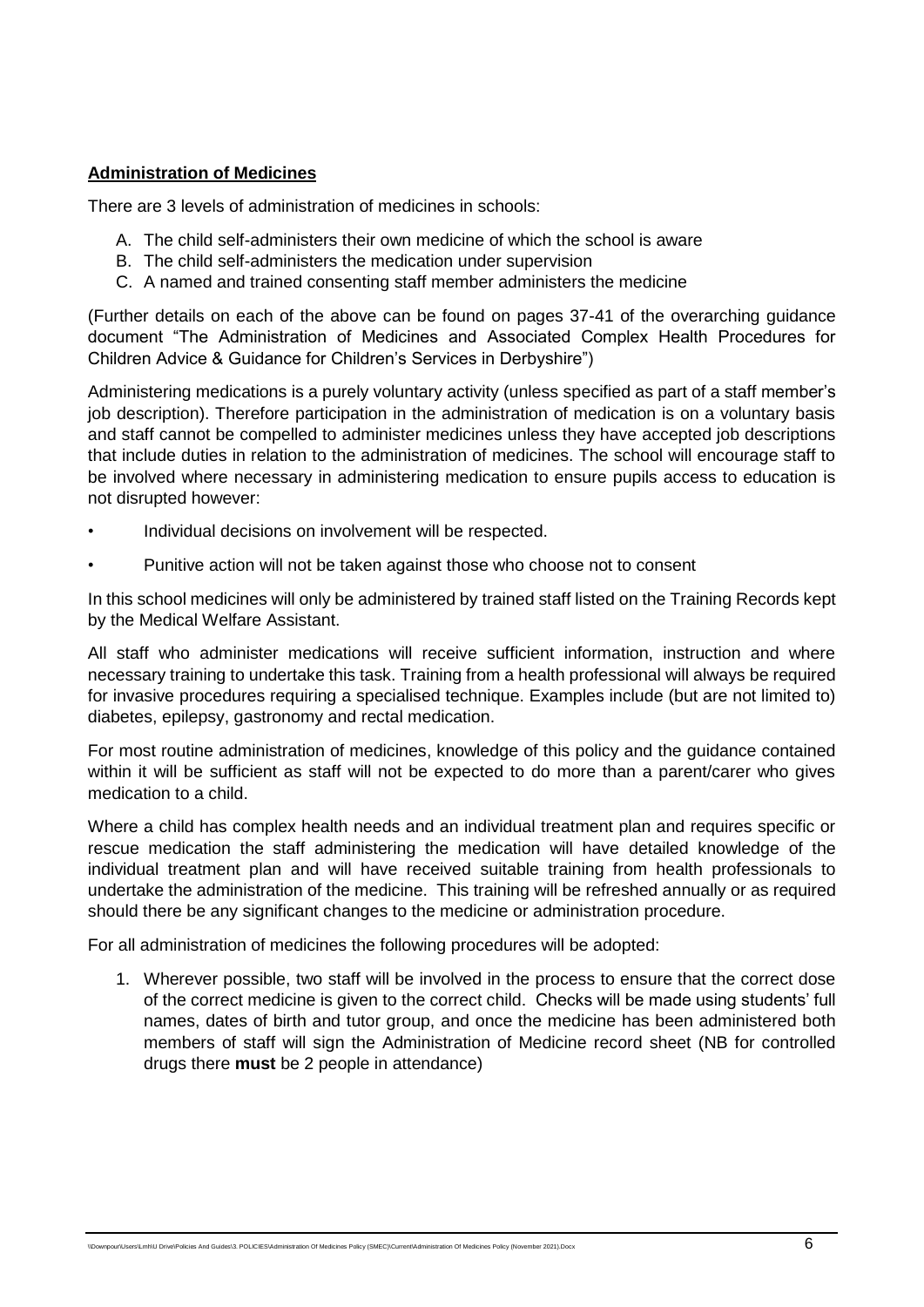**Administration of Medicines**

There are 3 levels of administration of medicines in schools:

A. The child self-administers their own medicine of which the school is aware
B. The child self-administers the medication under supervision
C. A named and trained consenting staff member administers the medicine

(Further details on each of the above can be found on pages 37-41 of the overarching guidance document "The Administration of Medicines and Associated Complex Health Procedures for Children Advice & Guidance for Children's Services in Derbyshire")

Administering medications is a purely voluntary activity (unless specified as part of a staff member's job description). Therefore participation in the administration of medication is on a voluntary basis and staff cannot be compelled to administer medicines unless they have accepted job descriptions that include duties in relation to the administration of medicines. The school will encourage staff to be involved where necessary in administering medication to ensure pupils access to education is not disrupted however:

- Individual decisions on involvement will be respected.
- Punitive action will not be taken against those who choose not to consent

In this school medicines will only be administered by trained staff listed on the Training Records kept by the Medical Welfare Assistant.

All staff who administer medications will receive sufficient information, instruction and where necessary training to undertake this task. Training from a health professional will always be required for invasive procedures requiring a specialised technique. Examples include (but are not limited to) diabetes, epilepsy, gastronomy and rectal medication.

For most routine administration of medicines, knowledge of this policy and the guidance contained within it will be sufficient as staff will not be expected to do more than a parent/carer who gives medication to a child.

Where a child has complex health needs and an individual treatment plan and requires specific or rescue medication the staff administering the medication will have detailed knowledge of the individual treatment plan and will have received suitable training from health professionals to undertake the administration of the medicine. This training will be refreshed annually or as required should there be any significant changes to the medicine or administration procedure.

For all administration of medicines the following procedures will be adopted:

1. Wherever possible, two staff will be involved in the process to ensure that the correct dose of the correct medicine is given to the correct child. Checks will be made using students' full names, dates of birth and tutor group, and once the medicine has been administered both members of staff will sign the Administration of Medicine record sheet (NB for controlled drugs there **must** be 2 people in attendance)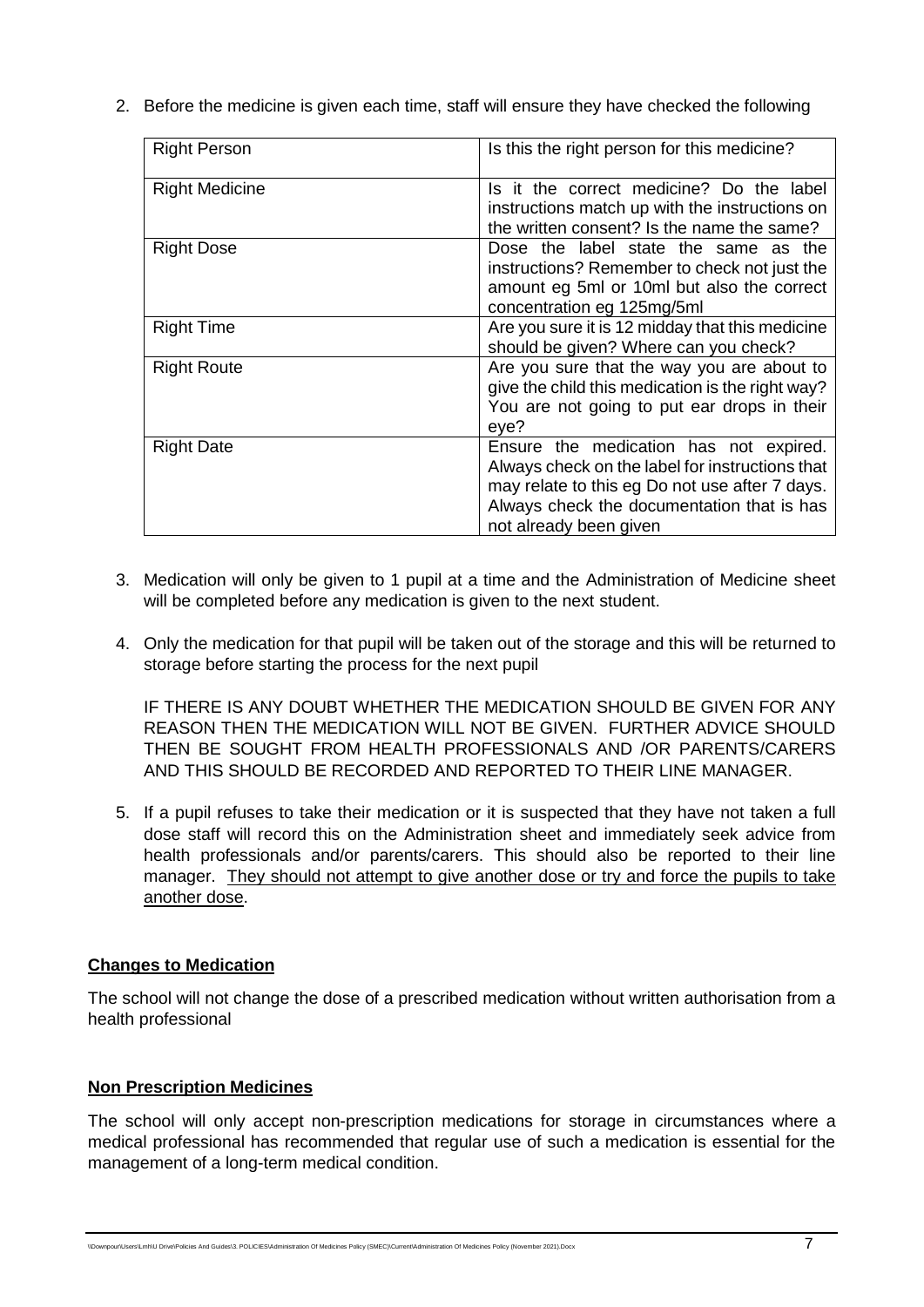2. Before the medicine is given each time, staff will ensure they have checked the following

| Right Person | Is this the right person for this medicine? |
|---|---|
| Right Medicine | Is it the correct medicine? Do the label instructions match up with the instructions on the written consent? Is the name the same? |
| Right Dose | Dose the label state the same as the instructions? Remember to check not just the amount eg 5ml or 10ml but also the correct concentration eg 125mg/5ml |
| Right Time | Are you sure it is 12 midday that this medicine should be given? Where can you check? |
| Right Route | Are you sure that the way you are about to give the child this medication is the right way? You are not going to put ear drops in their eye? |
| Right Date | Ensure the medication has not expired. Always check on the label for instructions that may relate to this eg Do not use after 7 days. Always check the documentation that is has not already been given |

3. Medication will only be given to 1 pupil at a time and the Administration of Medicine sheet will be completed before any medication is given to the next student.

4. Only the medication for that pupil will be taken out of the storage and this will be returned to storage before starting the process for the next pupil

   IF THERE IS ANY DOUBT WHETHER THE MEDICATION SHOULD BE GIVEN FOR ANY REASON THEN THE MEDICATION WILL NOT BE GIVEN. FURTHER ADVICE SHOULD THEN BE SOUGHT FROM HEALTH PROFESSIONALS AND /OR PARENTS/CARERS AND THIS SHOULD BE RECORDED AND REPORTED TO THEIR LINE MANAGER.

5. If a pupil refuses to take their medication or it is suspected that they have not taken a full dose staff will record this on the Administration sheet and immediately seek advice from health professionals and/or parents/carers. This should also be reported to their line manager. <u>They should not attempt to give another dose or try and force the pupils to take another dose</u>.

## Changes to Medication

The school will not change the dose of a prescribed medication without written authorisation from a health professional

## Non Prescription Medicines

The school will only accept non-prescription medications for storage in circumstances where a medical professional has recommended that regular use of such a medication is essential for the management of a long-term medical condition.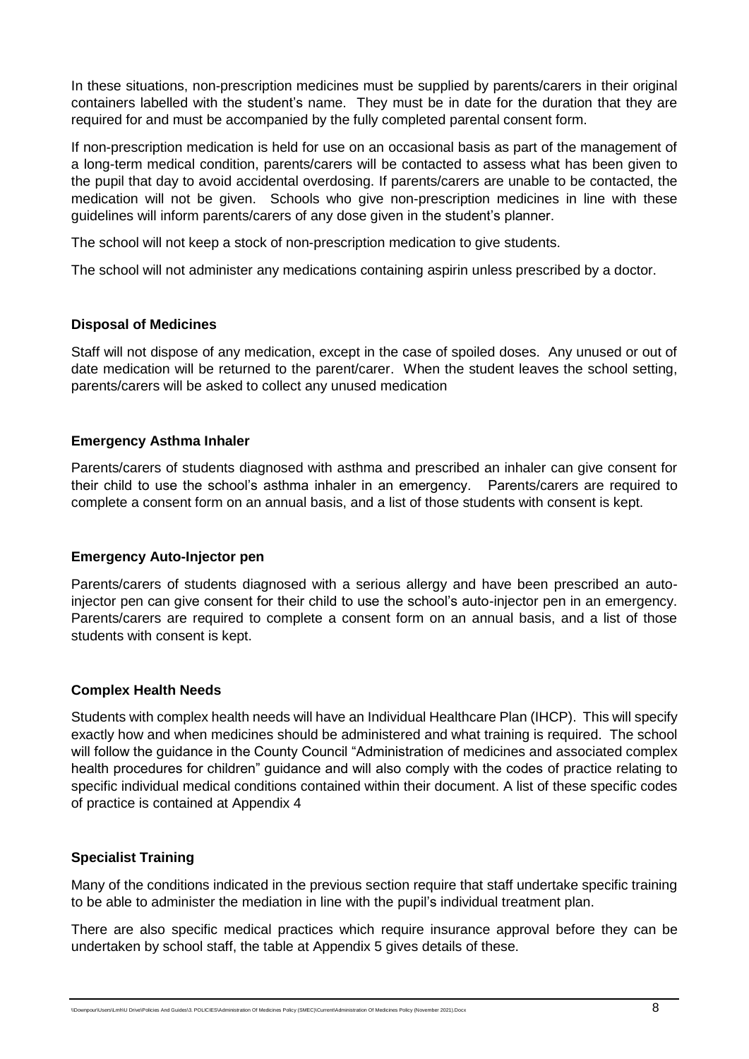In these situations, non-prescription medicines must be supplied by parents/carers in their original containers labelled with the student's name. They must be in date for the duration that they are required for and must be accompanied by the fully completed parental consent form.

If non-prescription medication is held for use on an occasional basis as part of the management of a long-term medical condition, parents/carers will be contacted to assess what has been given to the pupil that day to avoid accidental overdosing. If parents/carers are unable to be contacted, the medication will not be given. Schools who give non-prescription medicines in line with these guidelines will inform parents/carers of any dose given in the student's planner.

The school will not keep a stock of non-prescription medication to give students.

The school will not administer any medications containing aspirin unless prescribed by a doctor.

**Disposal of Medicines**

Staff will not dispose of any medication, except in the case of spoiled doses. Any unused or out of date medication will be returned to the parent/carer. When the student leaves the school setting, parents/carers will be asked to collect any unused medication

**Emergency Asthma Inhaler**

Parents/carers of students diagnosed with asthma and prescribed an inhaler can give consent for their child to use the school's asthma inhaler in an emergency. Parents/carers are required to complete a consent form on an annual basis, and a list of those students with consent is kept.

**Emergency Auto-Injector pen**

Parents/carers of students diagnosed with a serious allergy and have been prescribed an auto-injector pen can give consent for their child to use the school's auto-injector pen in an emergency. Parents/carers are required to complete a consent form on an annual basis, and a list of those students with consent is kept.

**Complex Health Needs**

Students with complex health needs will have an Individual Healthcare Plan (IHCP). This will specify exactly how and when medicines should be administered and what training is required. The school will follow the guidance in the County Council "Administration of medicines and associated complex health procedures for children" guidance and will also comply with the codes of practice relating to specific individual medical conditions contained within their document. A list of these specific codes of practice is contained at Appendix 4

**Specialist Training**

Many of the conditions indicated in the previous section require that staff undertake specific training to be able to administer the mediation in line with the pupil's individual treatment plan.

There are also specific medical practices which require insurance approval before they can be undertaken by school staff, the table at Appendix 5 gives details of these.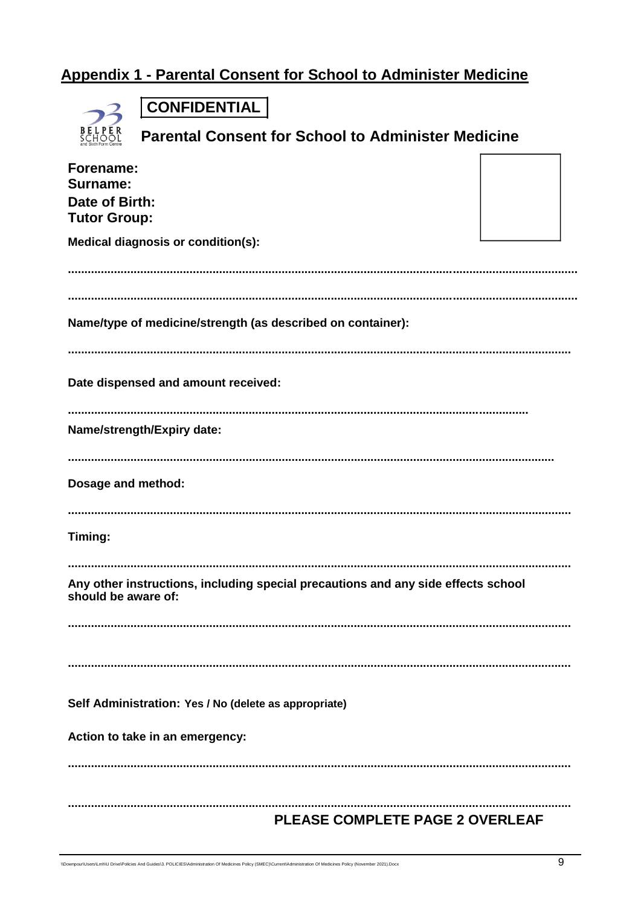## Appendix 1 - Parental Consent for School to Administer Medicine

**CONFIDENTIAL**

### Parental Consent for School to Administer Medicine

**Forename:**
**Surname:**
**Date of Birth:**
**Tutor Group:**

**Medical diagnosis or condition(s):**

........................................................................................................................................................

........................................................................................................................................................

**Name/type of medicine/strength (as described on container):**

........................................................................................................................................................

**Date dispensed and amount received:**

........................................................................................................................................................

**Name/strength/Expiry date:**

........................................................................................................................................................

**Dosage and method:**

........................................................................................................................................................

**Timing:**

........................................................................................................................................................

**Any other instructions, including special precautions and any side effects school should be aware of:**

........................................................................................................................................................

........................................................................................................................................................

**Self Administration: Yes / No (delete as appropriate)**

**Action to take in an emergency:**

........................................................................................................................................................

........................................................................................................................................................

**PLEASE COMPLETE PAGE 2 OVERLEAF**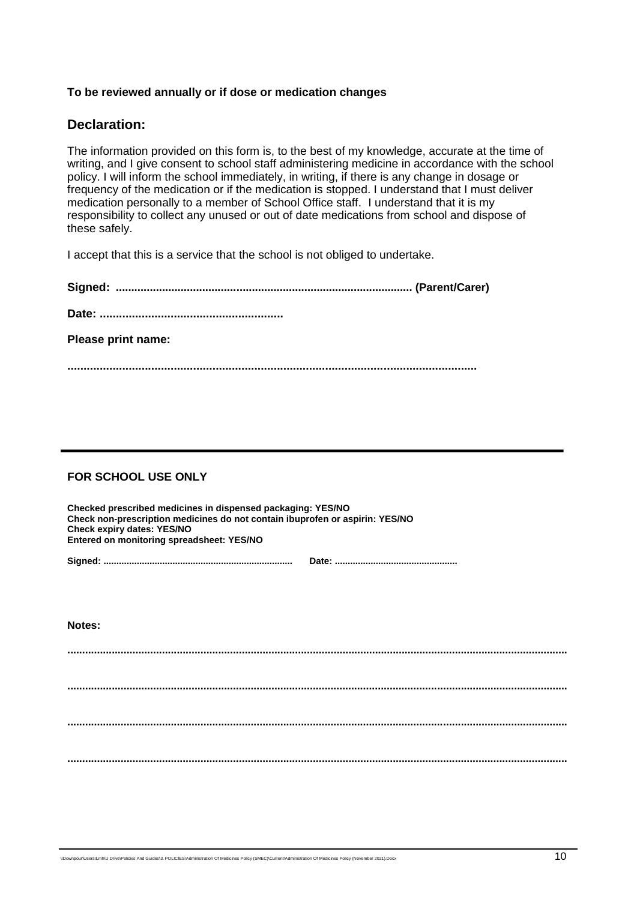**To be reviewed annually or if dose or medication changes**

## Declaration:

The information provided on this form is, to the best of my knowledge, accurate at the time of writing, and I give consent to school staff administering medicine in accordance with the school policy. I will inform the school immediately, in writing, if there is any change in dosage or frequency of the medication or if the medication is stopped. I understand that I must deliver medication personally to a member of School Office staff. I understand that it is my responsibility to collect any unused or out of date medications from school and dispose of these safely.

I accept that this is a service that the school is not obliged to undertake.

**Signed: .............................................................................................. (Parent/Carer)**

**Date: .........................................................**

**Please print name:**

**...............................................................................................................................**

---

**FOR SCHOOL USE ONLY**

**Checked prescribed medicines in dispensed packaging: YES/NO**
**Check non-prescription medicines do not contain ibuprofen or aspirin: YES/NO**
**Check expiry dates: YES/NO**
**Entered on monitoring spreadsheet: YES/NO**

**Signed: .........................................................................   Date: ................................................**

**Notes:**

**...................................................................................................................................................**

**...................................................................................................................................................**

**...................................................................................................................................................**

**...................................................................................................................................................**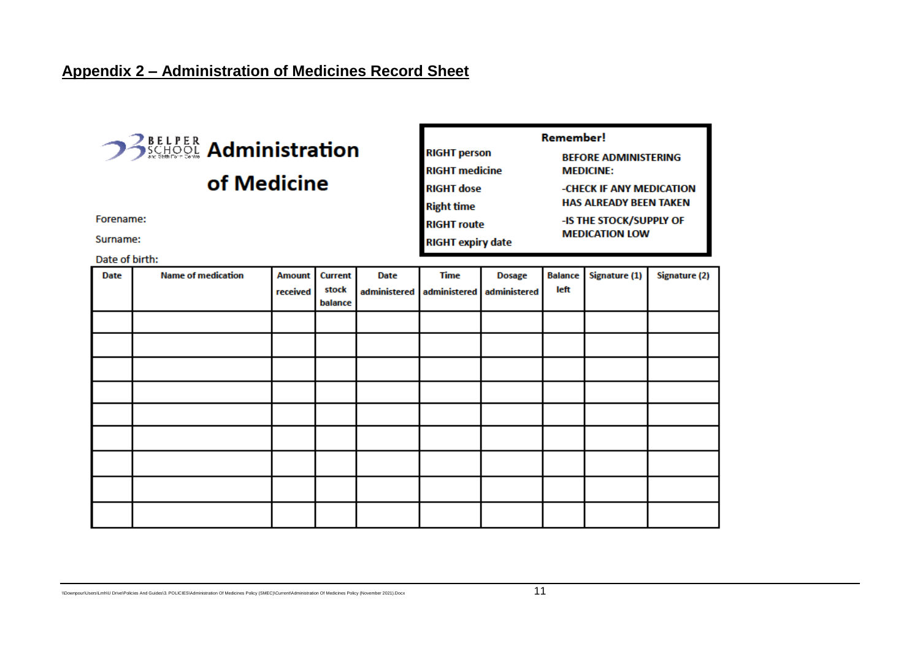## Appendix 2 – Administration of Medicines Record Sheet

BELPER SCHOOL and Sixth Form Centre

# Administration of Medicine

**Remember!**

**RIGHT person**
**RIGHT medicine**
**RIGHT dose**
**Right time**
**RIGHT route**
**RIGHT expiry date**

**BEFORE ADMINISTERING MEDICINE:**

**-CHECK IF ANY MEDICATION HAS ALREADY BEEN TAKEN**

**-IS THE STOCK/SUPPLY OF MEDICATION LOW**

Forename:

Surname:

Date of birth:

| Date | Name of medication | Amount received | Current stock balance | Date administered | Time administered | Dosage administered | Balance left | Signature (1) | Signature (2) |
|---|---|---|---|---|---|---|---|---|---|
| | | | | | | | | | |
| | | | | | | | | | |
| | | | | | | | | | |
| | | | | | | | | | |
| | | | | | | | | | |
| | | | | | | | | | |
| | | | | | | | | | |
| | | | | | | | | | |
| | | | | | | | | | |

\\Downpour\Users\Lmh\U Drive\Policies And Guides\3. POLICIES\Administration Of Medicines Policy (SMEC)\Current\Administration Of Medicines Policy (November 2021).Docx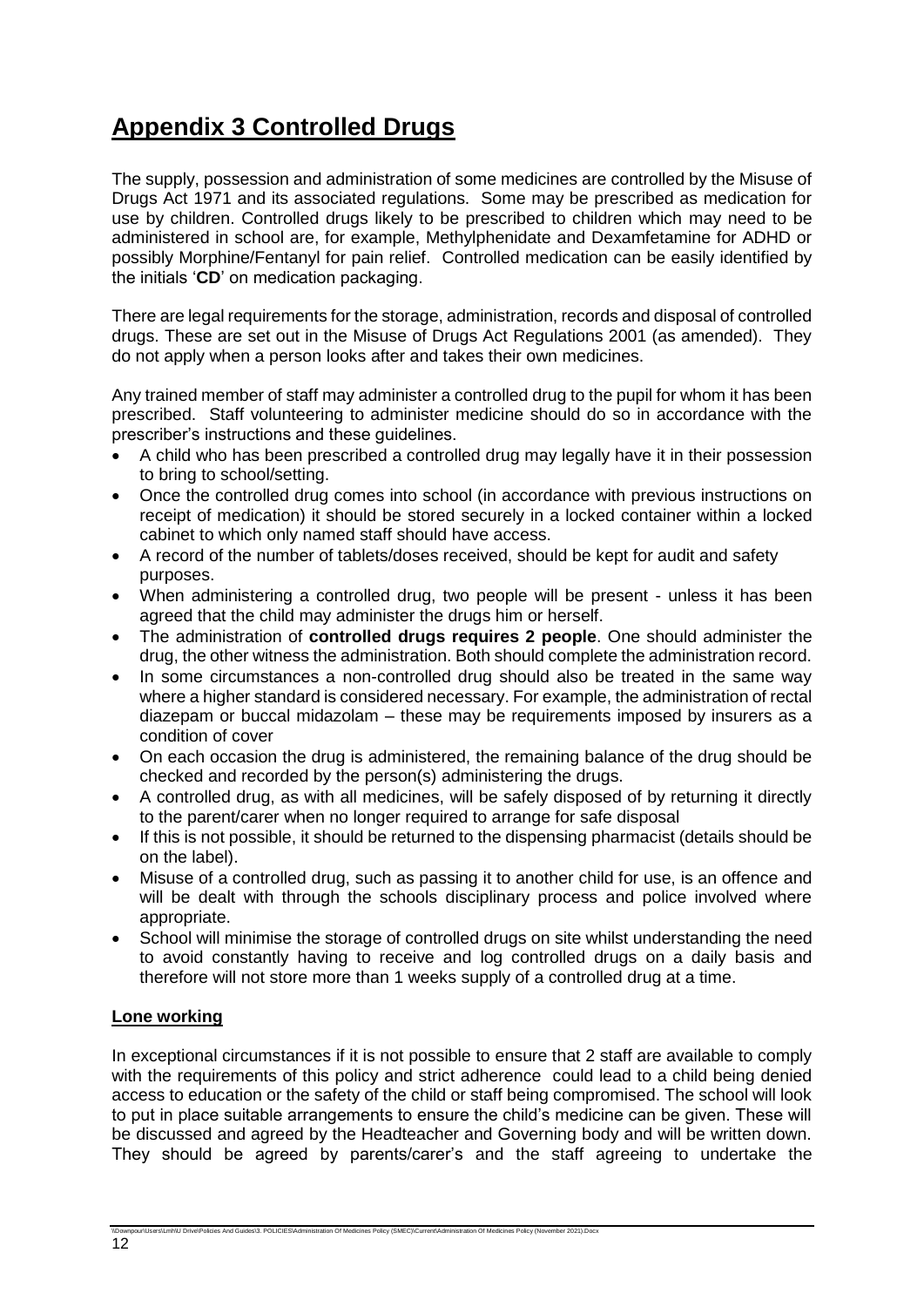# Appendix 3 Controlled Drugs

The supply, possession and administration of some medicines are controlled by the Misuse of Drugs Act 1971 and its associated regulations. Some may be prescribed as medication for use by children. Controlled drugs likely to be prescribed to children which may need to be administered in school are, for example, Methylphenidate and Dexamfetamine for ADHD or possibly Morphine/Fentanyl for pain relief. Controlled medication can be easily identified by the initials '**CD**' on medication packaging.

There are legal requirements for the storage, administration, records and disposal of controlled drugs. These are set out in the Misuse of Drugs Act Regulations 2001 (as amended). They do not apply when a person looks after and takes their own medicines.

Any trained member of staff may administer a controlled drug to the pupil for whom it has been prescribed. Staff volunteering to administer medicine should do so in accordance with the prescriber's instructions and these guidelines.

- A child who has been prescribed a controlled drug may legally have it in their possession to bring to school/setting.
- Once the controlled drug comes into school (in accordance with previous instructions on receipt of medication) it should be stored securely in a locked container within a locked cabinet to which only named staff should have access.
- A record of the number of tablets/doses received, should be kept for audit and safety purposes.
- When administering a controlled drug, two people will be present - unless it has been agreed that the child may administer the drugs him or herself.
- The administration of **controlled drugs requires 2 people**. One should administer the drug, the other witness the administration. Both should complete the administration record.
- In some circumstances a non-controlled drug should also be treated in the same way where a higher standard is considered necessary. For example, the administration of rectal diazepam or buccal midazolam – these may be requirements imposed by insurers as a condition of cover
- On each occasion the drug is administered, the remaining balance of the drug should be checked and recorded by the person(s) administering the drugs.
- A controlled drug, as with all medicines, will be safely disposed of by returning it directly to the parent/carer when no longer required to arrange for safe disposal
- If this is not possible, it should be returned to the dispensing pharmacist (details should be on the label).
- Misuse of a controlled drug, such as passing it to another child for use, is an offence and will be dealt with through the schools disciplinary process and police involved where appropriate.
- School will minimise the storage of controlled drugs on site whilst understanding the need to avoid constantly having to receive and log controlled drugs on a daily basis and therefore will not store more than 1 weeks supply of a controlled drug at a time.

## Lone working

In exceptional circumstances if it is not possible to ensure that 2 staff are available to comply with the requirements of this policy and strict adherence could lead to a child being denied access to education or the safety of the child or staff being compromised. The school will look to put in place suitable arrangements to ensure the child's medicine can be given. These will be discussed and agreed by the Headteacher and Governing body and will be written down. They should be agreed by parents/carer's and the staff agreeing to undertake the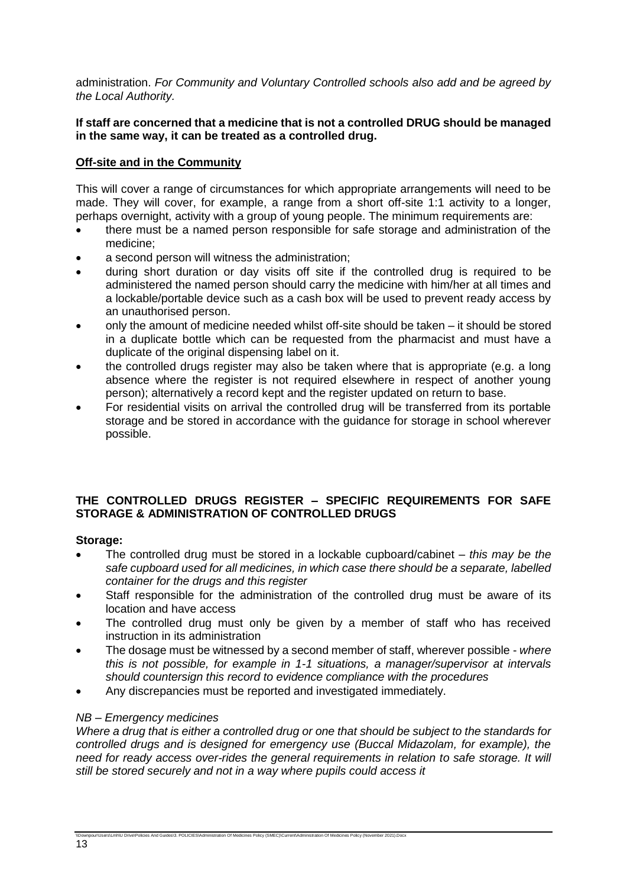administration. *For Community and Voluntary Controlled schools also add and be agreed by the Local Authority.*

**If staff are concerned that a medicine that is not a controlled DRUG should be managed in the same way, it can be treated as a controlled drug.**

**Off-site and in the Community**

This will cover a range of circumstances for which appropriate arrangements will need to be made. They will cover, for example, a range from a short off-site 1:1 activity to a longer, perhaps overnight, activity with a group of young people. The minimum requirements are:

- there must be a named person responsible for safe storage and administration of the medicine;
- a second person will witness the administration;
- during short duration or day visits off site if the controlled drug is required to be administered the named person should carry the medicine with him/her at all times and a lockable/portable device such as a cash box will be used to prevent ready access by an unauthorised person.
- only the amount of medicine needed whilst off-site should be taken – it should be stored in a duplicate bottle which can be requested from the pharmacist and must have a duplicate of the original dispensing label on it.
- the controlled drugs register may also be taken where that is appropriate (e.g. a long absence where the register is not required elsewhere in respect of another young person); alternatively a record kept and the register updated on return to base.
- For residential visits on arrival the controlled drug will be transferred from its portable storage and be stored in accordance with the guidance for storage in school wherever possible.

**THE CONTROLLED DRUGS REGISTER – SPECIFIC REQUIREMENTS FOR SAFE STORAGE & ADMINISTRATION OF CONTROLLED DRUGS**

**Storage:**

- The controlled drug must be stored in a lockable cupboard/cabinet – *this may be the safe cupboard used for all medicines, in which case there should be a separate, labelled container for the drugs and this register*
- Staff responsible for the administration of the controlled drug must be aware of its location and have access
- The controlled drug must only be given by a member of staff who has received instruction in its administration
- The dosage must be witnessed by a second member of staff, wherever possible - *where this is not possible, for example in 1-1 situations, a manager/supervisor at intervals should countersign this record to evidence compliance with the procedures*
- Any discrepancies must be reported and investigated immediately.

*NB – Emergency medicines*

*Where a drug that is either a controlled drug or one that should be subject to the standards for controlled drugs and is designed for emergency use (Buccal Midazolam, for example), the need for ready access over-rides the general requirements in relation to safe storage. It will still be stored securely and not in a way where pupils could access it*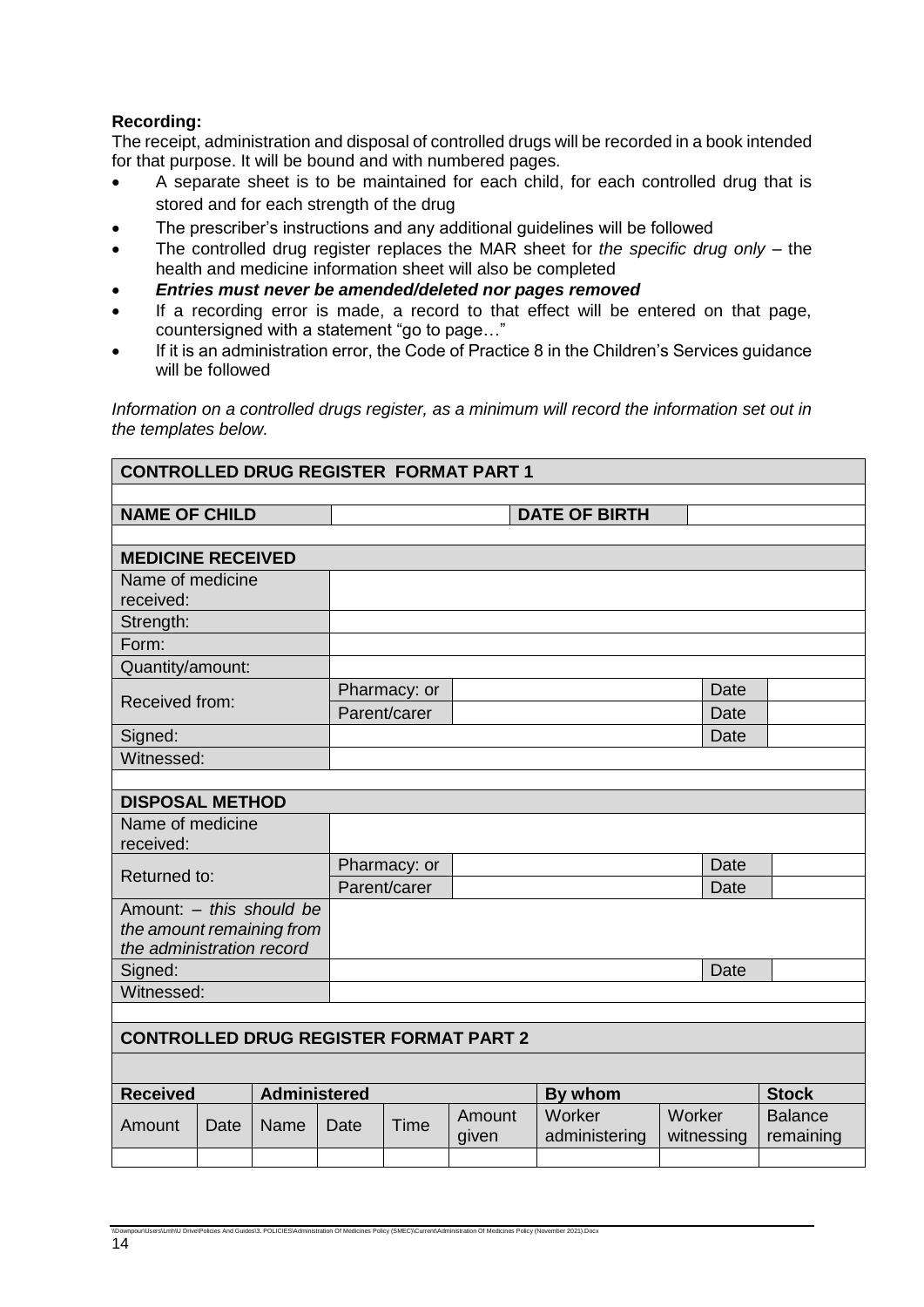**Recording:**

The receipt, administration and disposal of controlled drugs will be recorded in a book intended for that purpose. It will be bound and with numbered pages.

- A separate sheet is to be maintained for each child, for each controlled drug that is stored and for each strength of the drug
- The prescriber's instructions and any additional guidelines will be followed
- The controlled drug register replaces the MAR sheet for *the specific drug only* – the health and medicine information sheet will also be completed
- ***Entries must never be amended/deleted nor pages removed***
- If a recording error is made, a record to that effect will be entered on that page, countersigned with a statement "go to page…"
- If it is an administration error, the Code of Practice 8 in the Children's Services guidance will be followed

*Information on a controlled drugs register, as a minimum will record the information set out in the templates below.*

| **CONTROLLED DRUG REGISTER FORMAT PART 1** | | | | | |
|---|---|---|---|---|---|
| | | | | | |
| **NAME OF CHILD** | | **DATE OF BIRTH** | | | |
| | | | | | |
| **MEDICINE RECEIVED** | | | | | |
| Name of medicine received: | | | | | |
| Strength: | | | | | |
| Form: | | | | | |
| Quantity/amount: | | | | | |
| Received from: | Pharmacy: or | | | Date | |
| | Parent/carer | | | Date | |
| Signed: | | | | Date | |
| Witnessed: | | | | | |
| | | | | | |
| **DISPOSAL METHOD** | | | | | |
| Name of medicine received: | | | | | |
| Returned to: | Pharmacy: or | | | Date | |
| | Parent/carer | | | Date | |
| Amount: – *this should be the amount remaining from the administration record* | | | | | |
| Signed: | | | | Date | |
| Witnessed: | | | | | |

| **CONTROLLED DRUG REGISTER FORMAT PART 2** | | | | | | | | |
|---|---|---|---|---|---|---|---|---|
| **Received** | | **Administered** | | | | **By whom** | | **Stock** |
| Amount | Date | Name | Date | Time | Amount given | Worker administering | Worker witnessing | Balance remaining |
| | | | | | | | | |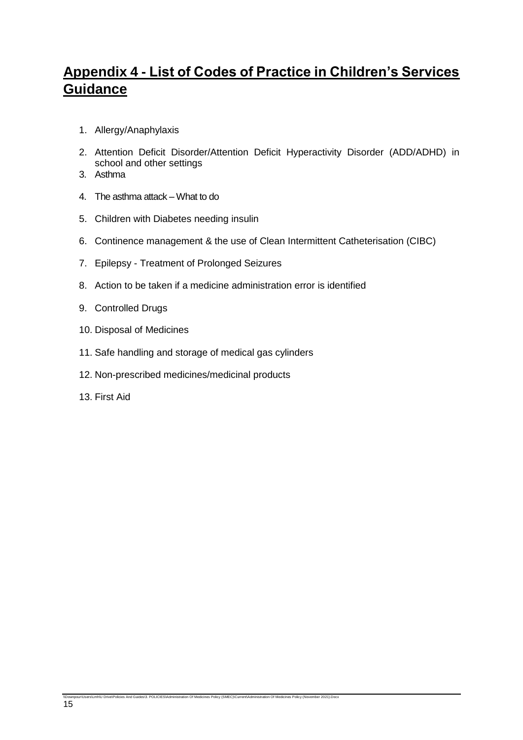# Appendix 4 - List of Codes of Practice in Children's Services Guidance

1. Allergy/Anaphylaxis
2. Attention Deficit Disorder/Attention Deficit Hyperactivity Disorder (ADD/ADHD) in school and other settings
3. Asthma
4. The asthma attack – What to do
5. Children with Diabetes needing insulin
6. Continence management & the use of Clean Intermittent Catheterisation (CIBC)
7. Epilepsy - Treatment of Prolonged Seizures
8. Action to be taken if a medicine administration error is identified
9. Controlled Drugs
10. Disposal of Medicines
11. Safe handling and storage of medical gas cylinders
12. Non-prescribed medicines/medicinal products
13. First Aid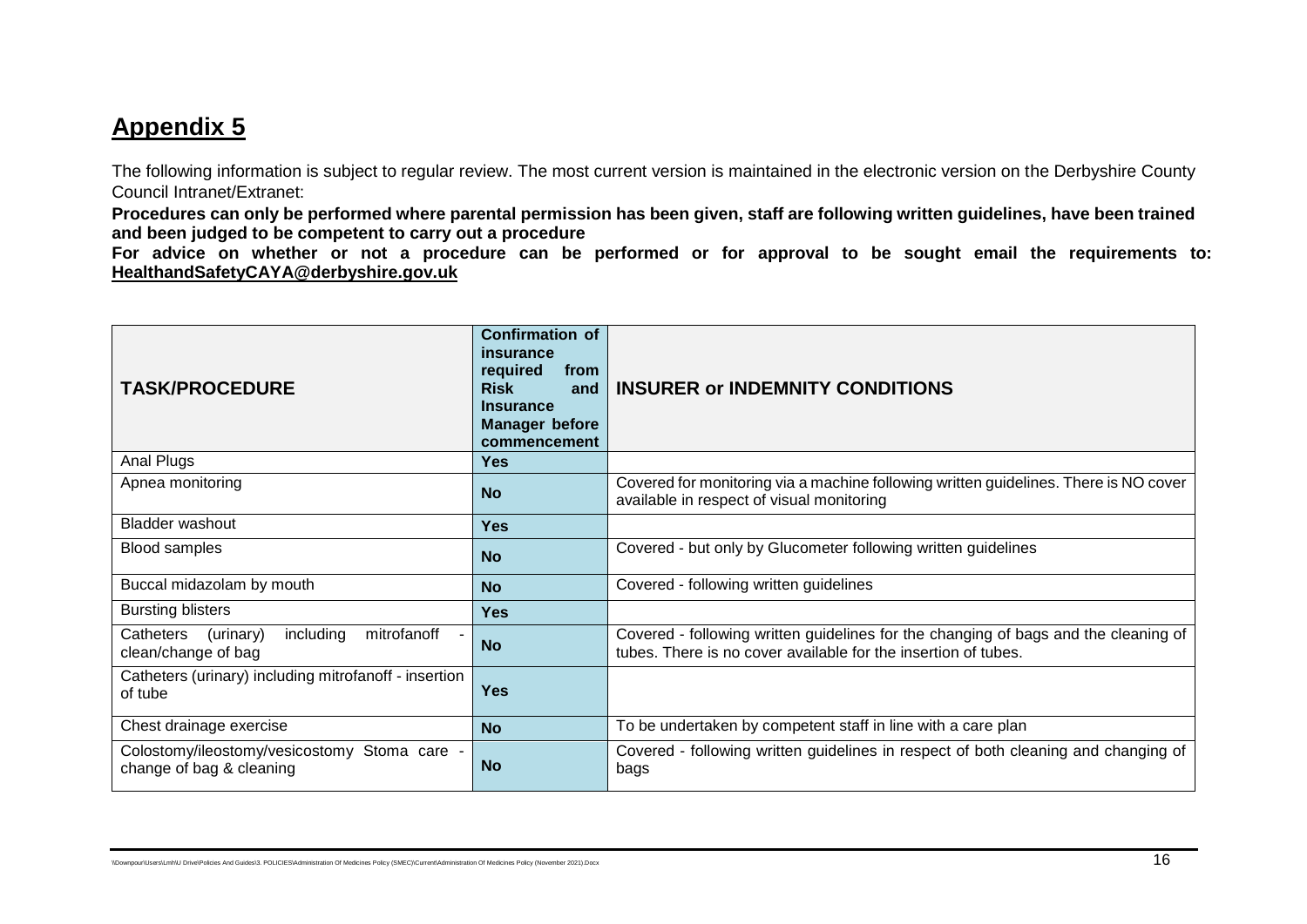# Appendix 5

The following information is subject to regular review. The most current version is maintained in the electronic version on the Derbyshire County Council Intranet/Extranet:

**Procedures can only be performed where parental permission has been given, staff are following written guidelines, have been trained and been judged to be competent to carry out a procedure**

**For advice on whether or not a procedure can be performed or for approval to be sought email the requirements to: HealthandSafetyCAYA@derbyshire.gov.uk**

| TASK/PROCEDURE | Confirmation of insurance required from Risk and Insurance Manager before commencement | INSURER or INDEMNITY CONDITIONS |
|---|---|---|
| Anal Plugs | **Yes** | |
| Apnea monitoring | **No** | Covered for monitoring via a machine following written guidelines. There is NO cover available in respect of visual monitoring |
| Bladder washout | **Yes** | |
| Blood samples | **No** | Covered - but only by Glucometer following written guidelines |
| Buccal midazolam by mouth | **No** | Covered - following written guidelines |
| Bursting blisters | **Yes** | |
| Catheters (urinary) including mitrofanoff - clean/change of bag | **No** | Covered - following written guidelines for the changing of bags and the cleaning of tubes. There is no cover available for the insertion of tubes. |
| Catheters (urinary) including mitrofanoff - insertion of tube | **Yes** | |
| Chest drainage exercise | **No** | To be undertaken by competent staff in line with a care plan |
| Colostomy/ileostomy/vesicostomy Stoma care - change of bag & cleaning | **No** | Covered - following written guidelines in respect of both cleaning and changing of bags |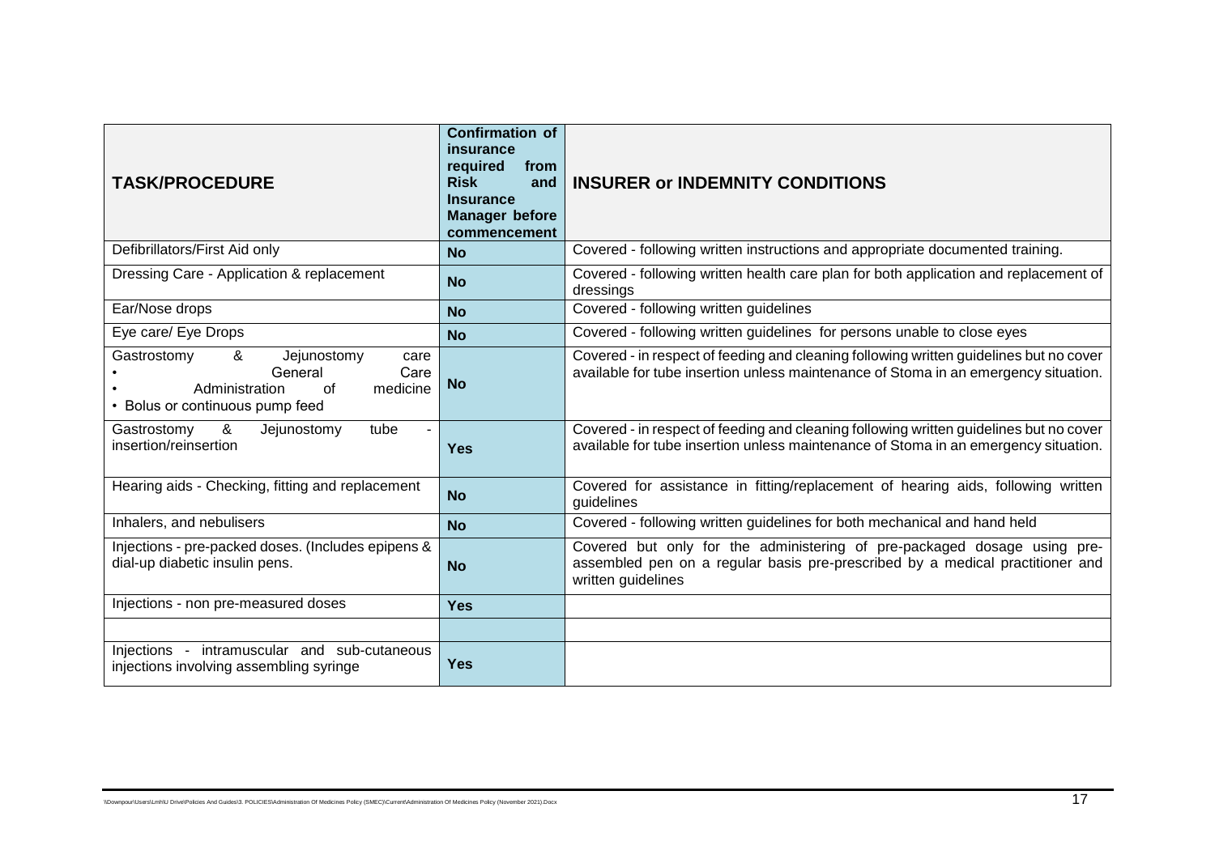| TASK/PROCEDURE | Confirmation of insurance required from Risk and Insurance Manager before commencement | INSURER or INDEMNITY CONDITIONS |
|---|---|---|
| Defibrillators/First Aid only | **No** | Covered - following written instructions and appropriate documented training. |
| Dressing Care - Application & replacement | **No** | Covered - following written health care plan for both application and replacement of dressings |
| Ear/Nose drops | **No** | Covered - following written guidelines |
| Eye care/ Eye Drops | **No** | Covered - following written guidelines for persons unable to close eyes |
| Gastrostomy & Jejunostomy care<br>• General Care<br>• Administration of medicine<br>• Bolus or continuous pump feed | **No** | Covered - in respect of feeding and cleaning following written guidelines but no cover available for tube insertion unless maintenance of Stoma in an emergency situation. |
| Gastrostomy & Jejunostomy tube - insertion/reinsertion | **Yes** | Covered - in respect of feeding and cleaning following written guidelines but no cover available for tube insertion unless maintenance of Stoma in an emergency situation. |
| Hearing aids - Checking, fitting and replacement | **No** | Covered for assistance in fitting/replacement of hearing aids, following written guidelines |
| Inhalers, and nebulisers | **No** | Covered - following written guidelines for both mechanical and hand held |
| Injections - pre-packed doses. (Includes epipens & dial-up diabetic insulin pens. | **No** | Covered but only for the administering of pre-packaged dosage using pre-assembled pen on a regular basis pre-prescribed by a medical practitioner and written guidelines |
| Injections - non pre-measured doses | **Yes** | |
| | | |
| Injections - intramuscular and sub-cutaneous injections involving assembling syringe | **Yes** | |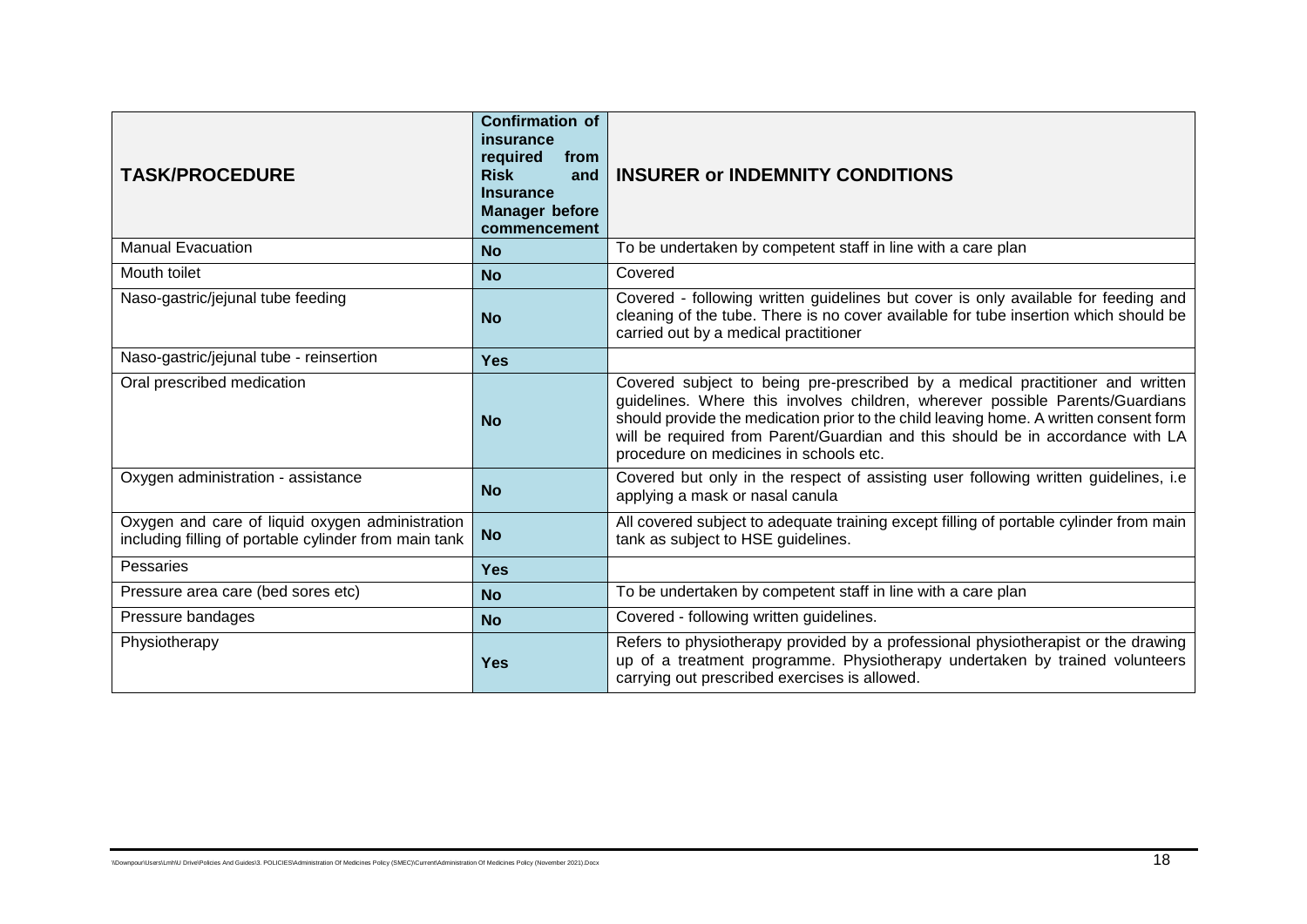| TASK/PROCEDURE | Confirmation of insurance required from Risk and Insurance Manager before commencement | INSURER or INDEMNITY CONDITIONS |
| --- | --- | --- |
| Manual Evacuation | **No** | To be undertaken by competent staff in line with a care plan |
| Mouth toilet | **No** | Covered |
| Naso-gastric/jejunal tube feeding | **No** | Covered - following written guidelines but cover is only available for feeding and cleaning of the tube. There is no cover available for tube insertion which should be carried out by a medical practitioner |
| Naso-gastric/jejunal tube - reinsertion | **Yes** | |
| Oral prescribed medication | **No** | Covered subject to being pre-prescribed by a medical practitioner and written guidelines. Where this involves children, wherever possible Parents/Guardians should provide the medication prior to the child leaving home. A written consent form will be required from Parent/Guardian and this should be in accordance with LA procedure on medicines in schools etc. |
| Oxygen administration - assistance | **No** | Covered but only in the respect of assisting user following written guidelines, i.e applying a mask or nasal canula |
| Oxygen and care of liquid oxygen administration including filling of portable cylinder from main tank | **No** | All covered subject to adequate training except filling of portable cylinder from main tank as subject to HSE guidelines. |
| Pessaries | **Yes** | |
| Pressure area care (bed sores etc) | **No** | To be undertaken by competent staff in line with a care plan |
| Pressure bandages | **No** | Covered - following written guidelines. |
| Physiotherapy | **Yes** | Refers to physiotherapy provided by a professional physiotherapist or the drawing up of a treatment programme. Physiotherapy undertaken by trained volunteers carrying out prescribed exercises is allowed. |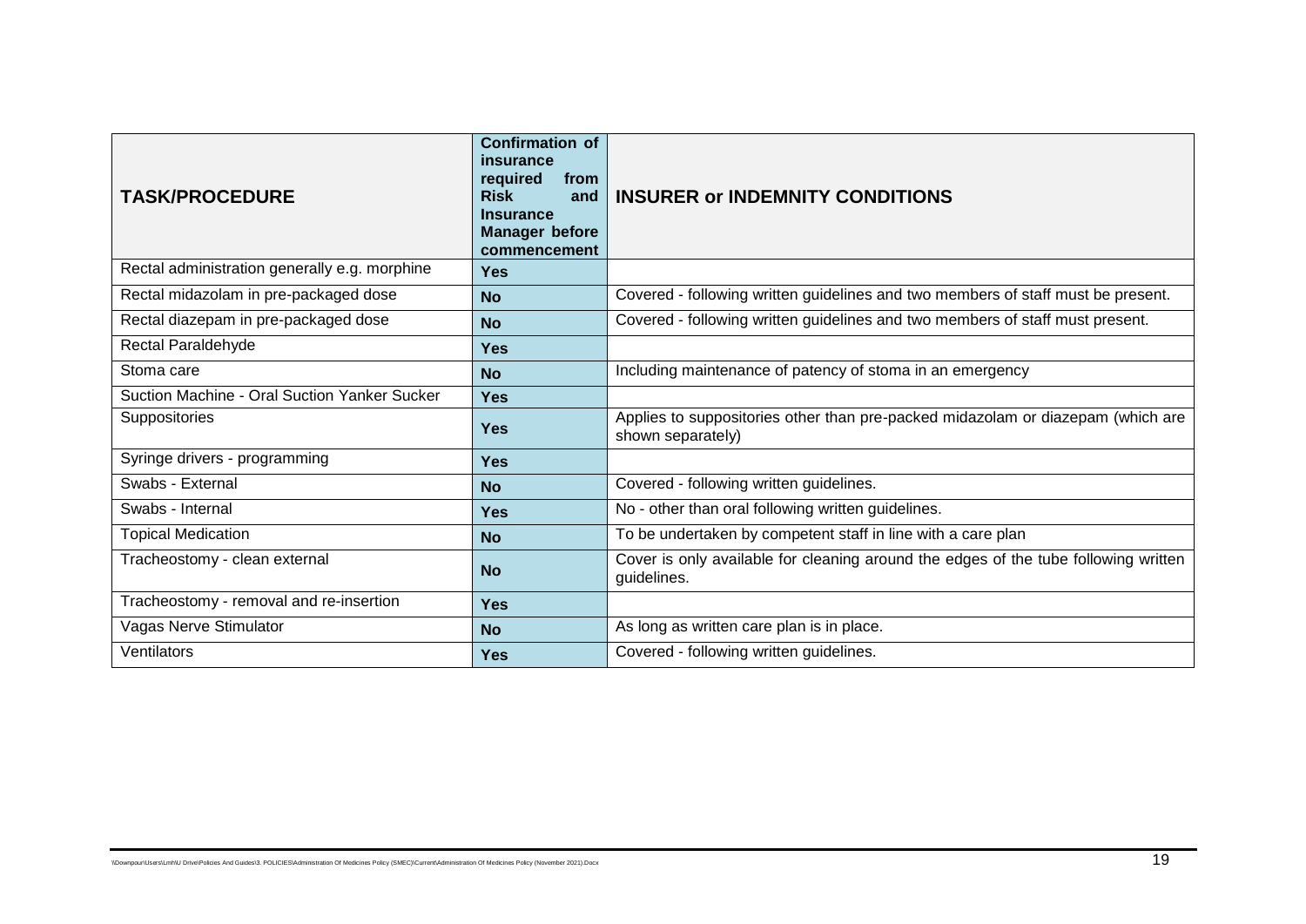| TASK/PROCEDURE | Confirmation of insurance required from Risk and Insurance Manager before commencement | INSURER or INDEMNITY CONDITIONS |
|---|---|---|
| Rectal administration generally e.g. morphine | **Yes** | |
| Rectal midazolam in pre-packaged dose | **No** | Covered - following written guidelines and two members of staff must be present. |
| Rectal diazepam in pre-packaged dose | **No** | Covered - following written guidelines and two members of staff must present. |
| Rectal Paraldehyde | **Yes** | |
| Stoma care | **No** | Including maintenance of patency of stoma in an emergency |
| Suction Machine - Oral Suction Yanker Sucker | **Yes** | |
| Suppositories | **Yes** | Applies to suppositories other than pre-packed midazolam or diazepam (which are shown separately) |
| Syringe drivers - programming | **Yes** | |
| Swabs - External | **No** | Covered - following written guidelines. |
| Swabs - Internal | **Yes** | No - other than oral following written guidelines. |
| Topical Medication | **No** | To be undertaken by competent staff in line with a care plan |
| Tracheostomy - clean external | **No** | Cover is only available for cleaning around the edges of the tube following written guidelines. |
| Tracheostomy - removal and re-insertion | **Yes** | |
| Vagas Nerve Stimulator | **No** | As long as written care plan is in place. |
| Ventilators | **Yes** | Covered - following written guidelines. |